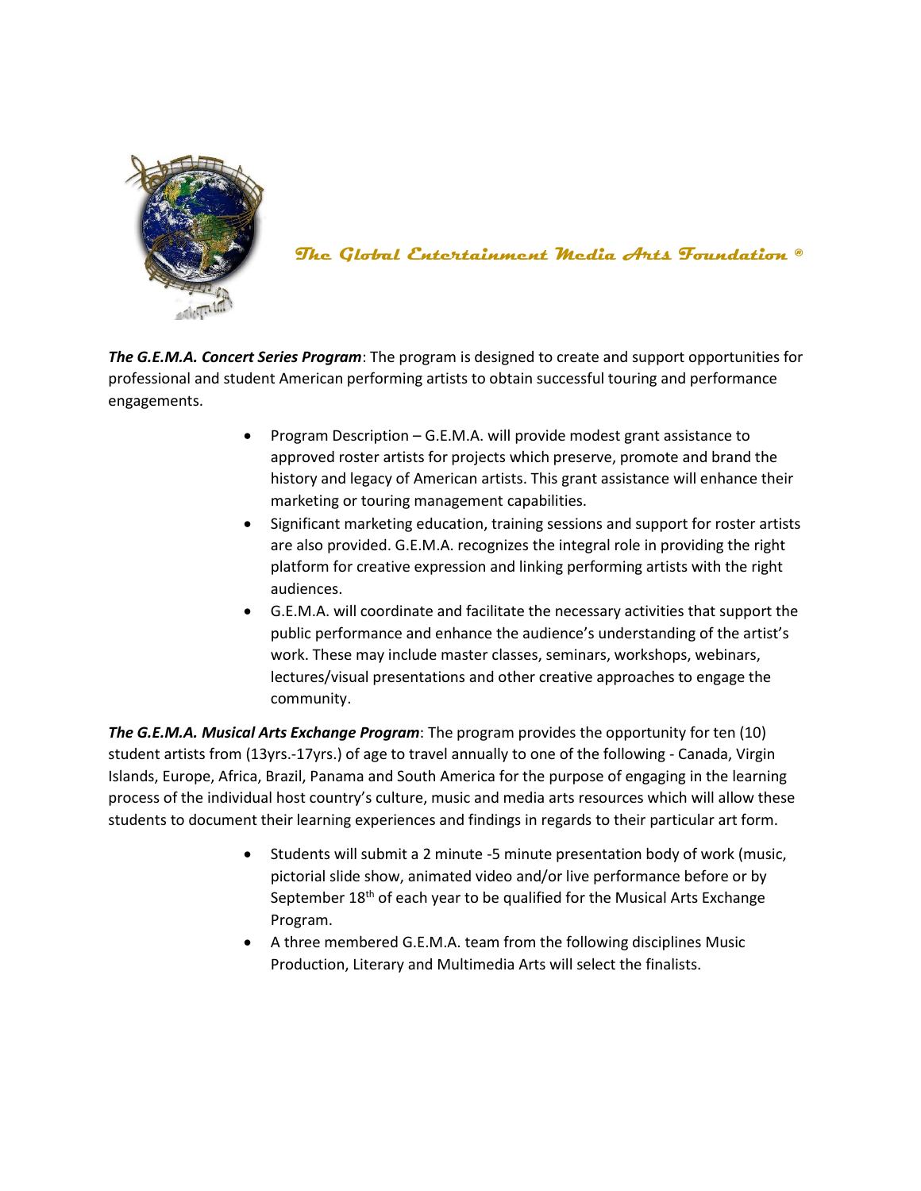# The Global Entertainment Media Arts Foundation ®

***The G.E.M.A. Concert Series Program***: The program is designed to create and support opportunities for professional and student American performing artists to obtain successful touring and performance engagements.

- Program Description – G.E.M.A. will provide modest grant assistance to approved roster artists for projects which preserve, promote and brand the history and legacy of American artists. This grant assistance will enhance their marketing or touring management capabilities.
- Significant marketing education, training sessions and support for roster artists are also provided. G.E.M.A. recognizes the integral role in providing the right platform for creative expression and linking performing artists with the right audiences.
- G.E.M.A. will coordinate and facilitate the necessary activities that support the public performance and enhance the audience's understanding of the artist's work. These may include master classes, seminars, workshops, webinars, lectures/visual presentations and other creative approaches to engage the community.

***The G.E.M.A. Musical Arts Exchange Program***: The program provides the opportunity for ten (10) student artists from (13yrs.-17yrs.) of age to travel annually to one of the following - Canada, Virgin Islands, Europe, Africa, Brazil, Panama and South America for the purpose of engaging in the learning process of the individual host country's culture, music and media arts resources which will allow these students to document their learning experiences and findings in regards to their particular art form.

- Students will submit a 2 minute -5 minute presentation body of work (music, pictorial slide show, animated video and/or live performance before or by September 18th of each year to be qualified for the Musical Arts Exchange Program.
- A three membered G.E.M.A. team from the following disciplines Music Production, Literary and Multimedia Arts will select the finalists.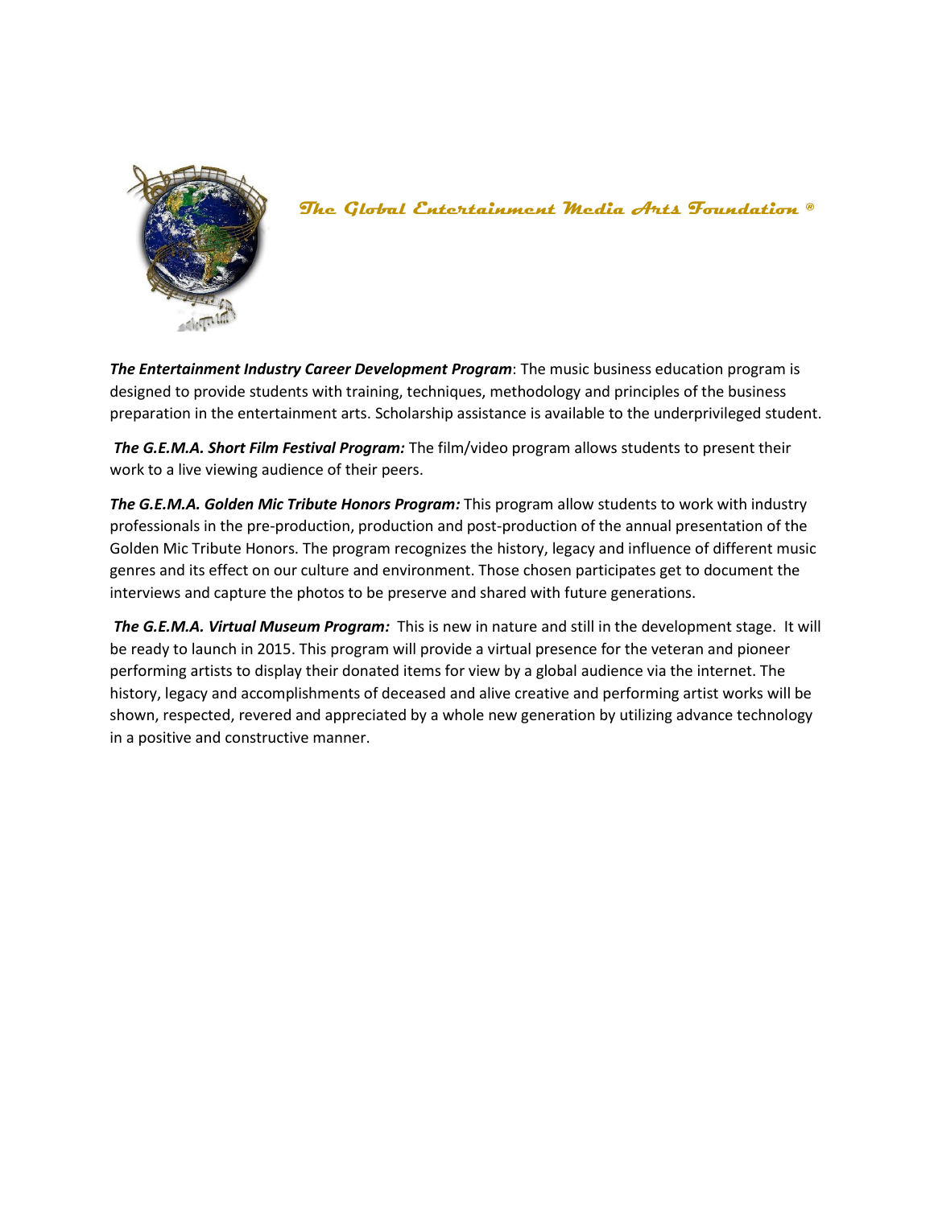**The Global Entertainment Media Arts Foundation ®**

***The Entertainment Industry Career Development Program***: The music business education program is designed to provide students with training, techniques, methodology and principles of the business preparation in the entertainment arts. Scholarship assistance is available to the underprivileged student.

***The G.E.M.A. Short Film Festival Program:*** The film/video program allows students to present their work to a live viewing audience of their peers.

***The G.E.M.A. Golden Mic Tribute Honors Program:*** This program allow students to work with industry professionals in the pre-production, production and post-production of the annual presentation of the Golden Mic Tribute Honors. The program recognizes the history, legacy and influence of different music genres and its effect on our culture and environment. Those chosen participates get to document the interviews and capture the photos to be preserve and shared with future generations.

***The G.E.M.A. Virtual Museum Program:*** This is new in nature and still in the development stage. It will be ready to launch in 2015. This program will provide a virtual presence for the veteran and pioneer performing artists to display their donated items for view by a global audience via the internet. The history, legacy and accomplishments of deceased and alive creative and performing artist works will be shown, respected, revered and appreciated by a whole new generation by utilizing advance technology in a positive and constructive manner.